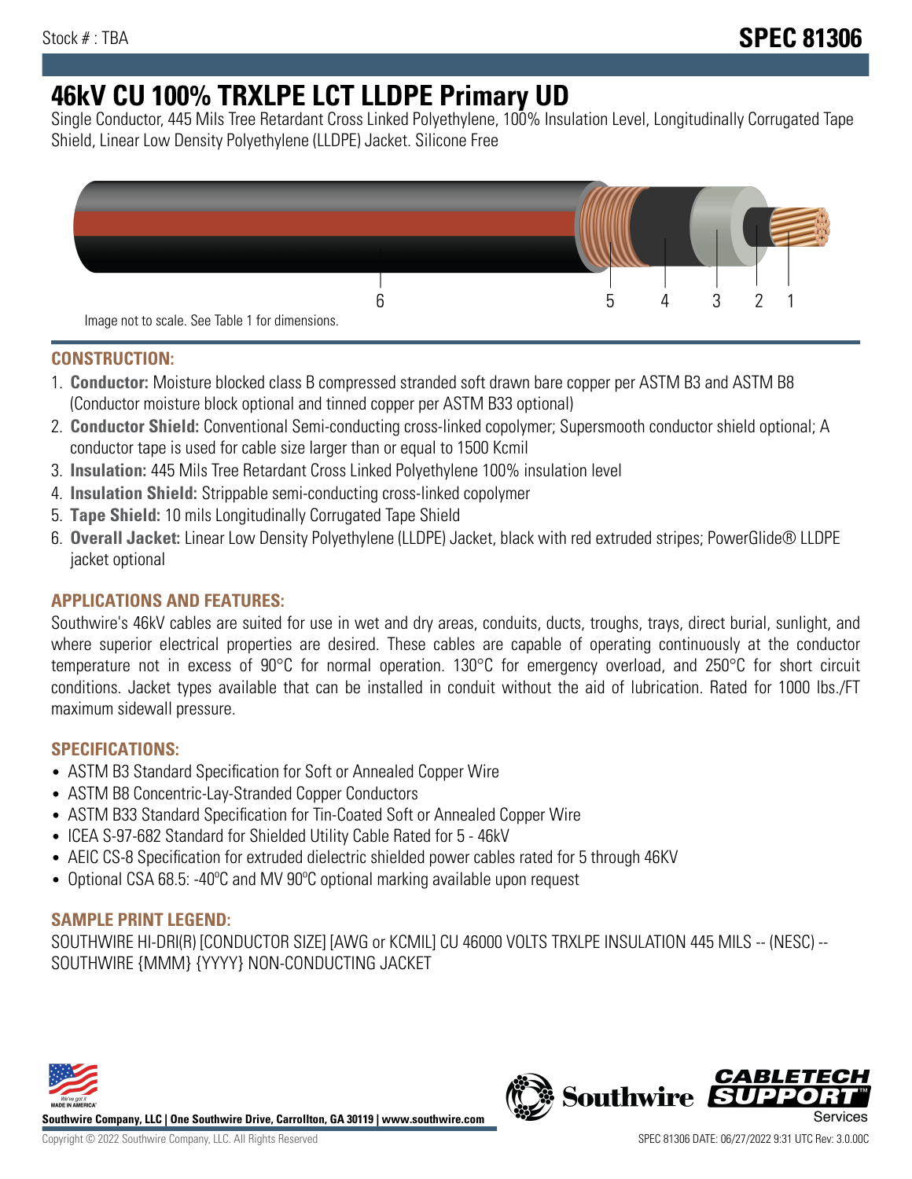Stock # : TBA

**SPEC 81306**

# 46kV CU 100% TRXLPE LCT LLDPE Primary UD

Single Conductor, 445 Mils Tree Retardant Cross Linked Polyethylene, 100% Insulation Level, Longitudinally Corrugated Tape Shield, Linear Low Density Polyethylene (LLDPE) Jacket. Silicone Free

6 5 4 3 2 1

Image not to scale. See Table 1 for dimensions.

## CONSTRUCTION:

1. **Conductor:** Moisture blocked class B compressed stranded soft drawn bare copper per ASTM B3 and ASTM B8 (Conductor moisture block optional and tinned copper per ASTM B33 optional)
2. **Conductor Shield:** Conventional Semi-conducting cross-linked copolymer; Supersmooth conductor shield optional; A conductor tape is used for cable size larger than or equal to 1500 Kcmil
3. **Insulation:** 445 Mils Tree Retardant Cross Linked Polyethylene 100% insulation level
4. **Insulation Shield:** Strippable semi-conducting cross-linked copolymer
5. **Tape Shield:** 10 mils Longitudinally Corrugated Tape Shield
6. **Overall Jacket:** Linear Low Density Polyethylene (LLDPE) Jacket, black with red extruded stripes; PowerGlide® LLDPE jacket optional

## APPLICATIONS AND FEATURES:

Southwire's 46kV cables are suited for use in wet and dry areas, conduits, ducts, troughs, trays, direct burial, sunlight, and where superior electrical properties are desired. These cables are capable of operating continuously at the conductor temperature not in excess of 90°C for normal operation. 130°C for emergency overload, and 250°C for short circuit conditions. Jacket types available that can be installed in conduit without the aid of lubrication. Rated for 1000 lbs./FT maximum sidewall pressure.

## SPECIFICATIONS:

- ASTM B3 Standard Specification for Soft or Annealed Copper Wire
- ASTM B8 Concentric-Lay-Stranded Copper Conductors
- ASTM B33 Standard Specification for Tin-Coated Soft or Annealed Copper Wire
- ICEA S-97-682 Standard for Shielded Utility Cable Rated for 5 - 46kV
- AEIC CS-8 Specification for extruded dielectric shielded power cables rated for 5 through 46KV
- Optional CSA 68.5: -40ºC and MV 90ºC optional marking available upon request

## SAMPLE PRINT LEGEND:

SOUTHWIRE HI-DRI(R) [CONDUCTOR SIZE] [AWG or KCMIL] CU 46000 VOLTS TRXLPE INSULATION 445 MILS -- (NESC) -- SOUTHWIRE {MMM} {YYYY} NON-CONDUCTING JACKET

**Southwire Company, LLC | One Southwire Drive, Carrollton, GA 30119 | www.southwire.com**

Copyright © 2022 Southwire Company, LLC. All Rights Reserved

SPEC 81306 DATE: 06/27/2022 9:31 UTC Rev: 3.0.00C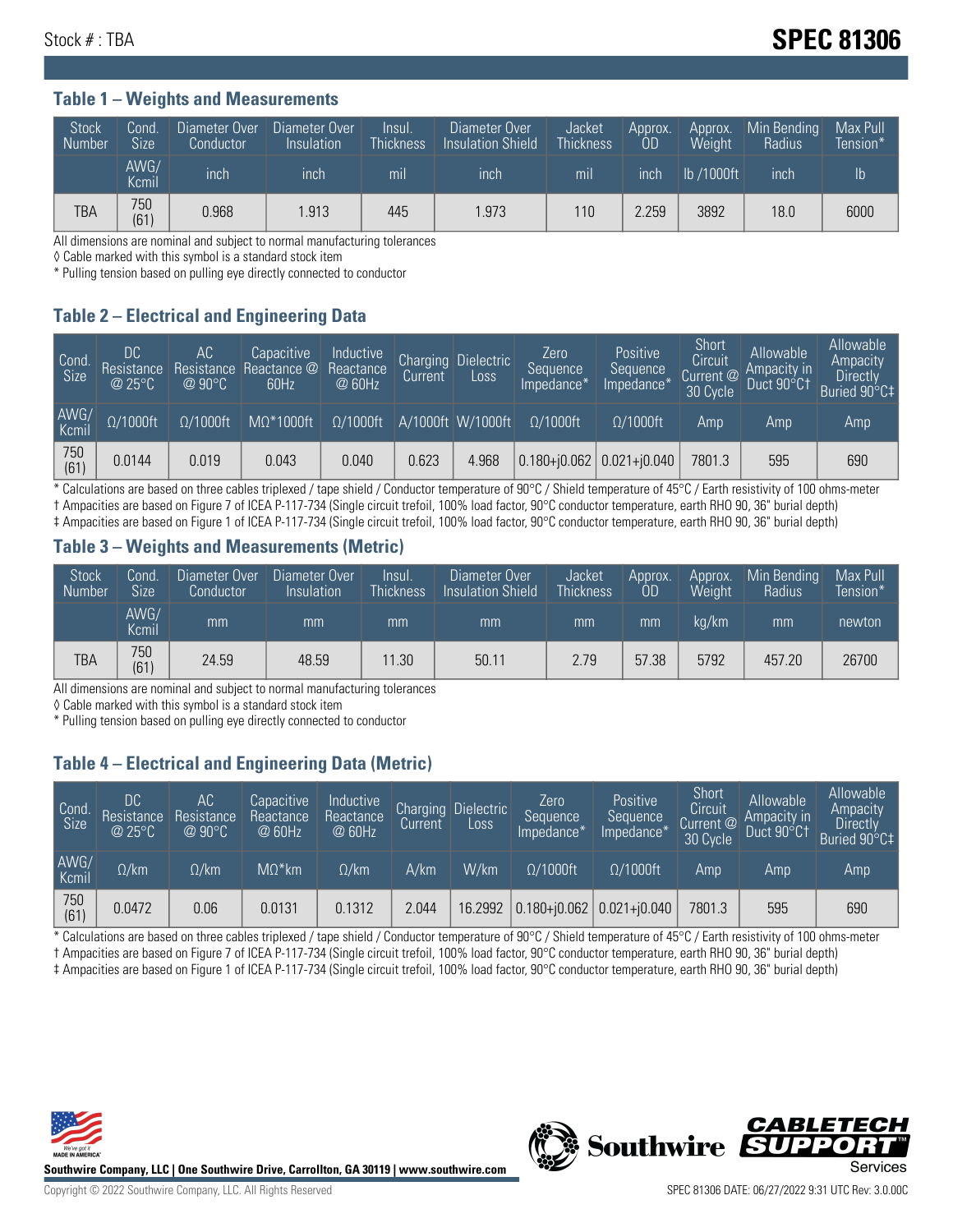Stock # : TBA

# SPEC 81306

## Table 1 – Weights and Measurements

| Stock Number | Cond. Size | Diameter Over Conductor | Diameter Over Insulation | Insul. Thickness | Diameter Over Insulation Shield | Jacket Thickness | Approx. OD | Approx. Weight | Min Bending Radius | Max Pull Tension* |
|---|---|---|---|---|---|---|---|---|---|---|
| | AWG/ Kcmil | inch | inch | mil | inch | mil | inch | lb /1000ft | inch | lb |
| TBA | 750 (61) | 0.968 | 1.913 | 445 | 1.973 | 110 | 2.259 | 3892 | 18.0 | 6000 |

All dimensions are nominal and subject to normal manufacturing tolerances

◊ Cable marked with this symbol is a standard stock item

* Pulling tension based on pulling eye directly connected to conductor

## Table 2 – Electrical and Engineering Data

| Cond. Size | DC Resistance @ 25°C | AC Resistance @ 90°C | Capacitive Reactance @ 60Hz | Inductive Reactance @ 60Hz | Charging Current | Dielectric Loss | Zero Sequence Impedance* | Positive Sequence Impedance* | Short Circuit Current @ 30 Cycle | Allowable Ampacity in Duct 90°C† | Allowable Ampacity Directly Buried 90°C‡ |
|---|---|---|---|---|---|---|---|---|---|---|---|
| AWG/ Kcmil | Ω/1000ft | Ω/1000ft | MΩ*1000ft | Ω/1000ft | A/1000ft | W/1000ft | Ω/1000ft | Ω/1000ft | Amp | Amp | Amp |
| 750 (61) | 0.0144 | 0.019 | 0.043 | 0.040 | 0.623 | 4.968 | 0.180+j0.062 | 0.021+j0.040 | 7801.3 | 595 | 690 |

* Calculations are based on three cables triplexed / tape shield / Conductor temperature of 90°C / Shield temperature of 45°C / Earth resistivity of 100 ohms-meter

† Ampacities are based on Figure 7 of ICEA P-117-734 (Single circuit trefoil, 100% load factor, 90°C conductor temperature, earth RHO 90, 36" burial depth)

‡ Ampacities are based on Figure 1 of ICEA P-117-734 (Single circuit trefoil, 100% load factor, 90°C conductor temperature, earth RHO 90, 36" burial depth)

## Table 3 – Weights and Measurements (Metric)

| Stock Number | Cond. Size | Diameter Over Conductor | Diameter Over Insulation | Insul. Thickness | Diameter Over Insulation Shield | Jacket Thickness | Approx. OD | Approx. Weight | Min Bending Radius | Max Pull Tension* |
|---|---|---|---|---|---|---|---|---|---|---|
| | AWG/ Kcmil | mm | mm | mm | mm | mm | mm | kg/km | mm | newton |
| TBA | 750 (61) | 24.59 | 48.59 | 11.30 | 50.11 | 2.79 | 57.38 | 5792 | 457.20 | 26700 |

All dimensions are nominal and subject to normal manufacturing tolerances

◊ Cable marked with this symbol is a standard stock item

* Pulling tension based on pulling eye directly connected to conductor

## Table 4 – Electrical and Engineering Data (Metric)

| Cond. Size | DC Resistance @ 25°C | AC Resistance @ 90°C | Capacitive Reactance @ 60Hz | Inductive Reactance @ 60Hz | Charging Current | Dielectric Loss | Zero Sequence Impedance* | Positive Sequence Impedance* | Short Circuit Current @ 30 Cycle | Allowable Ampacity in Duct 90°C† | Allowable Ampacity Directly Buried 90°C‡ |
|---|---|---|---|---|---|---|---|---|---|---|---|
| AWG/ Kcmil | Ω/km | Ω/km | MΩ*km | Ω/km | A/km | W/km | Ω/1000ft | Ω/1000ft | Amp | Amp | Amp |
| 750 (61) | 0.0472 | 0.06 | 0.0131 | 0.1312 | 2.044 | 16.2992 | 0.180+j0.062 | 0.021+j0.040 | 7801.3 | 595 | 690 |

* Calculations are based on three cables triplexed / tape shield / Conductor temperature of 90°C / Shield temperature of 45°C / Earth resistivity of 100 ohms-meter

† Ampacities are based on Figure 7 of ICEA P-117-734 (Single circuit trefoil, 100% load factor, 90°C conductor temperature, earth RHO 90, 36" burial depth)

‡ Ampacities are based on Figure 1 of ICEA P-117-734 (Single circuit trefoil, 100% load factor, 90°C conductor temperature, earth RHO 90, 36" burial depth)

Southwire Company, LLC | One Southwire Drive, Carrollton, GA 30119 | www.southwire.com

Copyright © 2022 Southwire Company, LLC. All Rights Reserved

SPEC 81306 DATE: 06/27/2022 9:31 UTC Rev: 3.0.00C